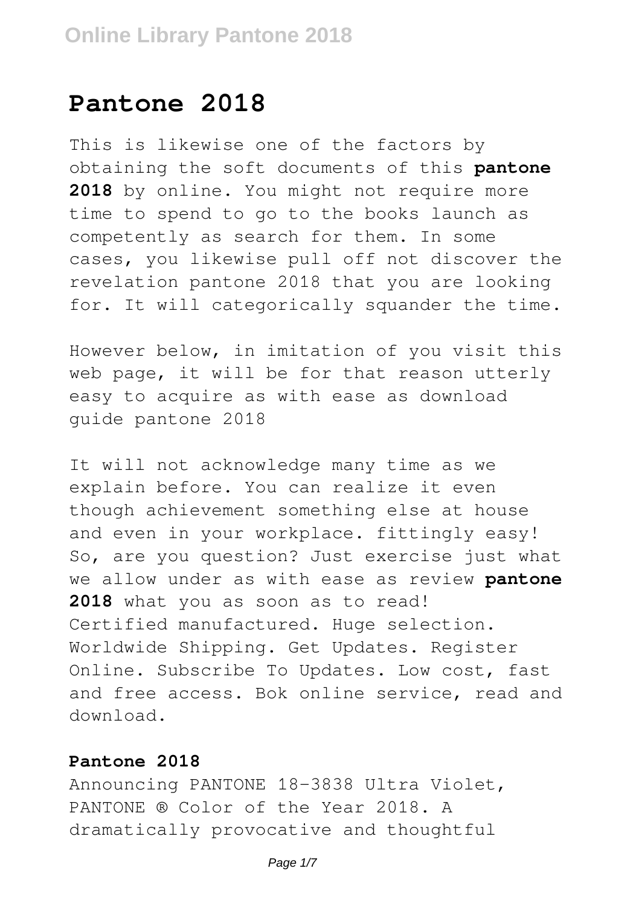# Pantone 2018

This is likewise one of the factors by obtaining the soft documents of this **pantone 2018** by online. You might not require more time to spend to go to the books launch as competently as search for them. In some cases, you likewise pull off not discover the revelation pantone 2018 that you are looking for. It will categorically squander the time.

However below, in imitation of you visit this web page, it will be for that reason utterly easy to acquire as with ease as download guide pantone 2018

It will not acknowledge many time as we explain before. You can realize it even though achievement something else at house and even in your workplace. fittingly easy! So, are you question? Just exercise just what we allow under as with ease as review **pantone 2018** what you as soon as to read!
Certified manufactured. Huge selection. Worldwide Shipping. Get Updates. Register Online. Subscribe To Updates. Low cost, fast and free access. Bok online service, read and download.

**Pantone 2018**

Announcing PANTONE 18-3838 Ultra Violet, PANTONE ® Color of the Year 2018. A dramatically provocative and thoughtful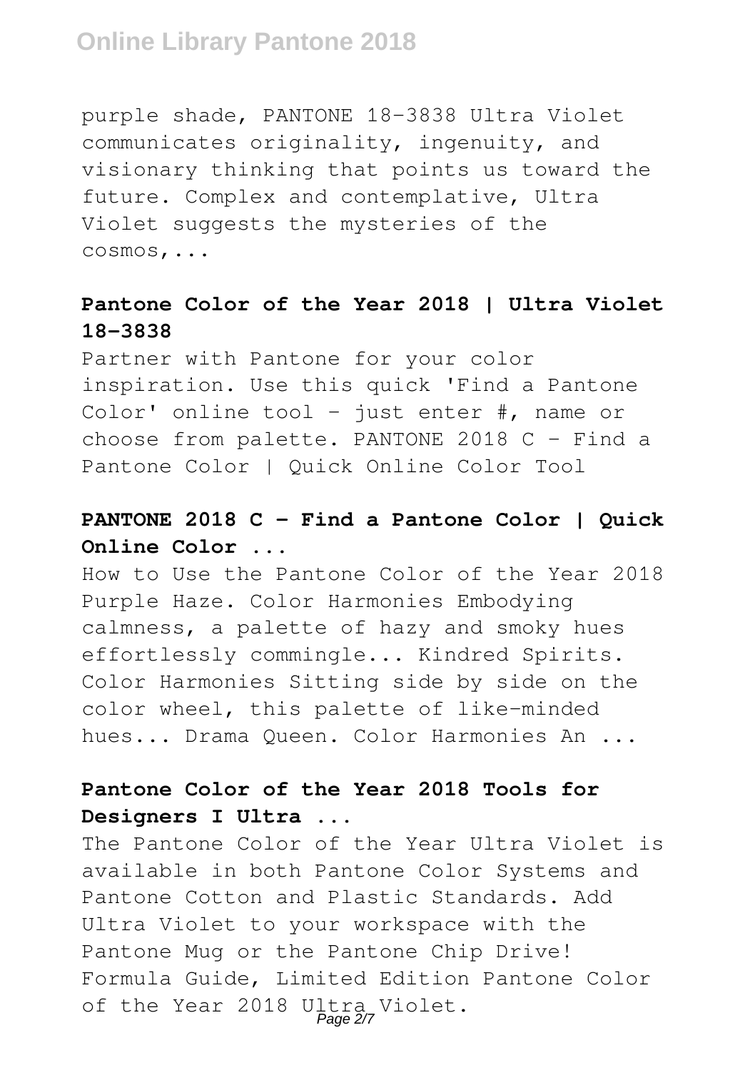purple shade, PANTONE 18-3838 Ultra Violet communicates originality, ingenuity, and visionary thinking that points us toward the future. Complex and contemplative, Ultra Violet suggests the mysteries of the cosmos,...

## Pantone Color of the Year 2018 | Ultra Violet 18-3838

Partner with Pantone for your color inspiration. Use this quick 'Find a Pantone Color' online tool - just enter #, name or choose from palette. PANTONE 2018 C - Find a Pantone Color | Quick Online Color Tool

## PANTONE 2018 C - Find a Pantone Color | Quick Online Color ...

How to Use the Pantone Color of the Year 2018 Purple Haze. Color Harmonies Embodying calmness, a palette of hazy and smoky hues effortlessly commingle... Kindred Spirits. Color Harmonies Sitting side by side on the color wheel, this palette of like-minded hues... Drama Queen. Color Harmonies An ...

## Pantone Color of the Year 2018 Tools for Designers I Ultra ...

The Pantone Color of the Year Ultra Violet is available in both Pantone Color Systems and Pantone Cotton and Plastic Standards. Add Ultra Violet to your workspace with the Pantone Mug or the Pantone Chip Drive! Formula Guide, Limited Edition Pantone Color of the Year 2018 Ultra Violet.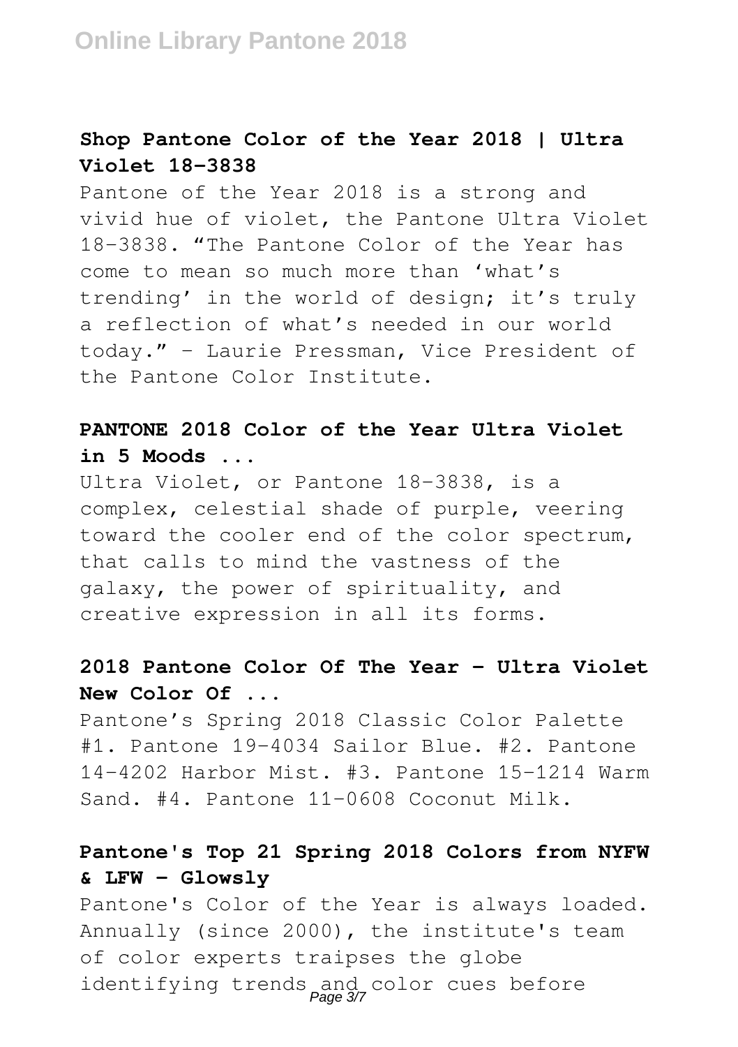### Shop Pantone Color of the Year 2018 | Ultra Violet 18-3838

Pantone of the Year 2018 is a strong and vivid hue of violet, the Pantone Ultra Violet 18-3838. "The Pantone Color of the Year has come to mean so much more than 'what's trending' in the world of design; it's truly a reflection of what's needed in our world today." – Laurie Pressman, Vice President of the Pantone Color Institute.

### PANTONE 2018 Color of the Year Ultra Violet in 5 Moods ...

Ultra Violet, or Pantone 18-3838, is a complex, celestial shade of purple, veering toward the cooler end of the color spectrum, that calls to mind the vastness of the galaxy, the power of spirituality, and creative expression in all its forms.

### 2018 Pantone Color Of The Year - Ultra Violet New Color Of ...

Pantone's Spring 2018 Classic Color Palette #1. Pantone 19-4034 Sailor Blue. #2. Pantone 14-4202 Harbor Mist. #3. Pantone 15-1214 Warm Sand. #4. Pantone 11-0608 Coconut Milk.

### Pantone's Top 21 Spring 2018 Colors from NYFW & LFW - Glowsly

Pantone's Color of the Year is always loaded. Annually (since 2000), the institute's team of color experts traipses the globe identifying trends and color cues before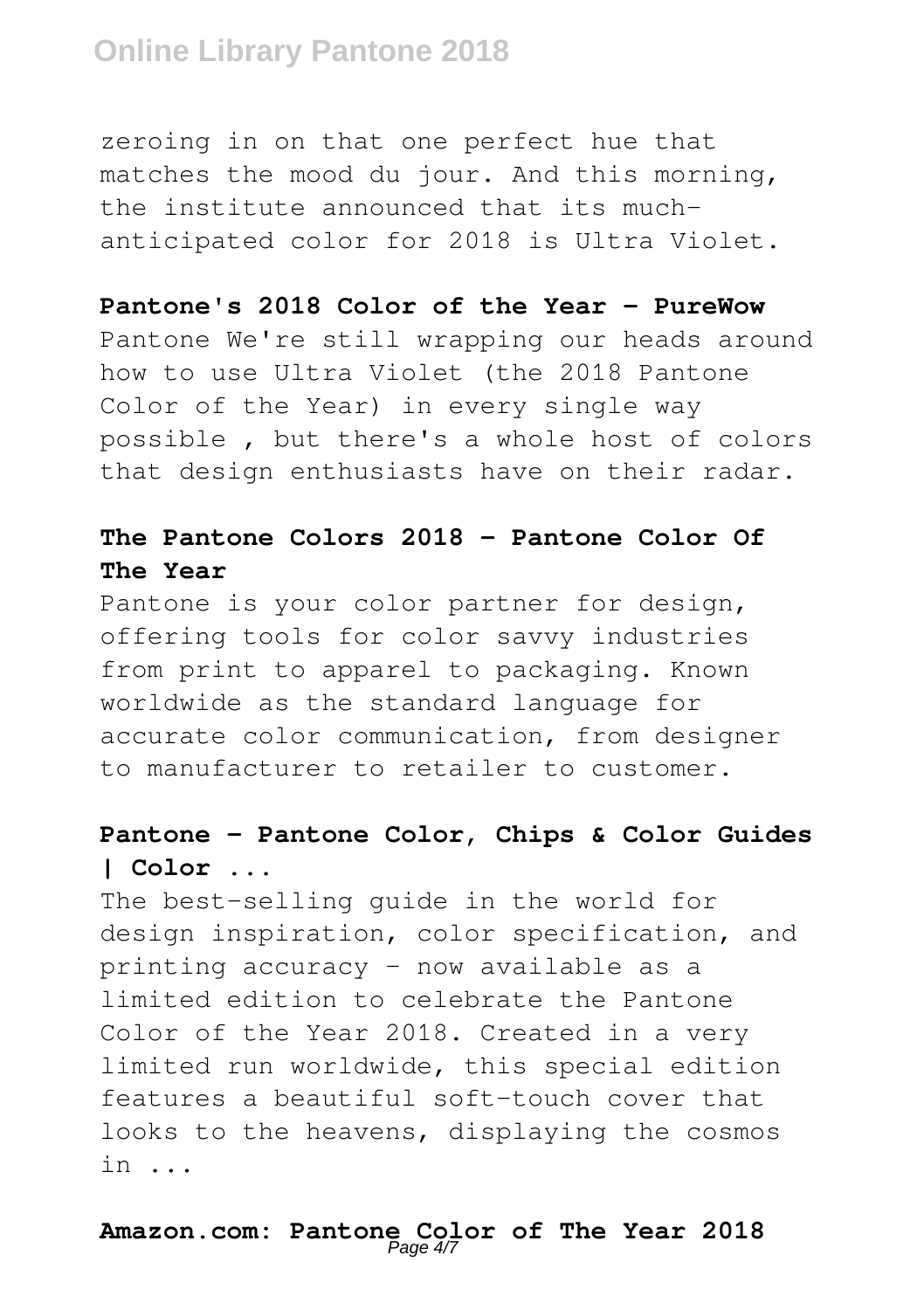zeroing in on that one perfect hue that matches the mood du jour. And this morning, the institute announced that its much-anticipated color for 2018 is Ultra Violet.

### Pantone's 2018 Color of the Year - PureWow

Pantone We're still wrapping our heads around how to use Ultra Violet (the 2018 Pantone Color of the Year) in every single way possible , but there's a whole host of colors that design enthusiasts have on their radar.

### The Pantone Colors 2018 - Pantone Color Of The Year

Pantone is your color partner for design, offering tools for color savvy industries from print to apparel to packaging. Known worldwide as the standard language for accurate color communication, from designer to manufacturer to retailer to customer.

### Pantone - Pantone Color, Chips & Color Guides | Color ...

The best-selling guide in the world for design inspiration, color specification, and printing accuracy - now available as a limited edition to celebrate the Pantone Color of the Year 2018. Created in a very limited run worldwide, this special edition features a beautiful soft-touch cover that looks to the heavens, displaying the cosmos in ...

### Amazon.com: Pantone Color of The Year 2018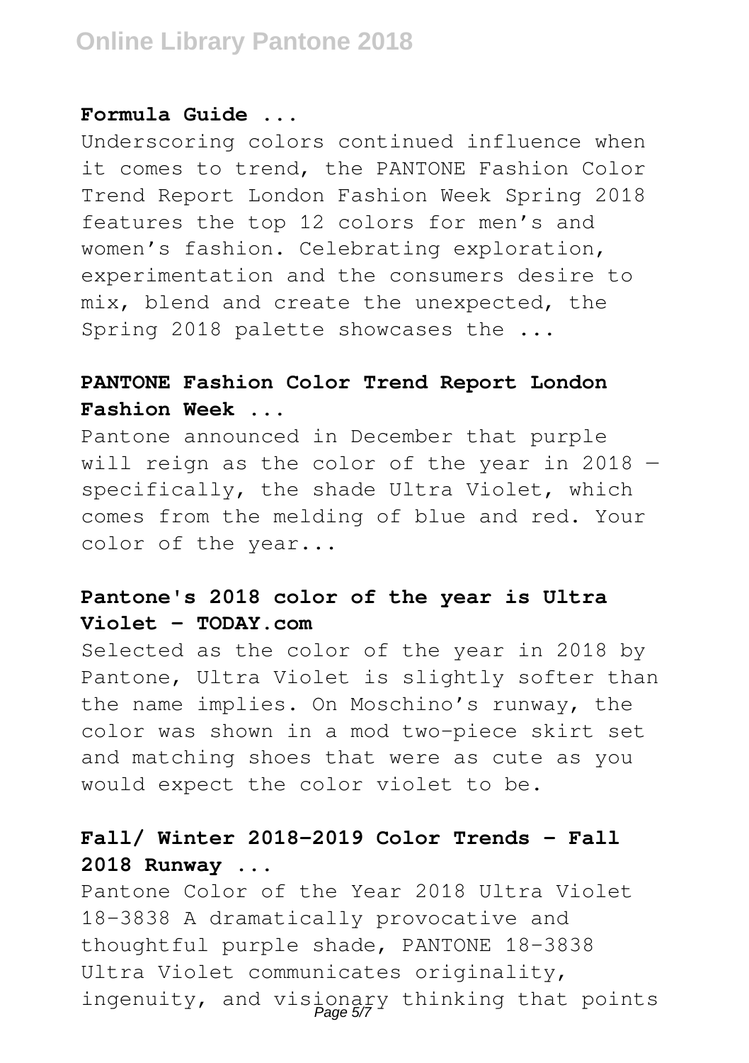### Formula Guide ...

Underscoring colors continued influence when it comes to trend, the PANTONE Fashion Color Trend Report London Fashion Week Spring 2018 features the top 12 colors for men's and women's fashion. Celebrating exploration, experimentation and the consumers desire to mix, blend and create the unexpected, the Spring 2018 palette showcases the ...

### PANTONE Fashion Color Trend Report London Fashion Week ...

Pantone announced in December that purple will reign as the color of the year in 2018 — specifically, the shade Ultra Violet, which comes from the melding of blue and red. Your color of the year...

### Pantone's 2018 color of the year is Ultra Violet - TODAY.com

Selected as the color of the year in 2018 by Pantone, Ultra Violet is slightly softer than the name implies. On Moschino's runway, the color was shown in a mod two-piece skirt set and matching shoes that were as cute as you would expect the color violet to be.

### Fall/ Winter 2018-2019 Color Trends - Fall 2018 Runway ...

Pantone Color of the Year 2018 Ultra Violet 18-3838 A dramatically provocative and thoughtful purple shade, PANTONE 18-3838 Ultra Violet communicates originality, ingenuity, and visionary thinking that points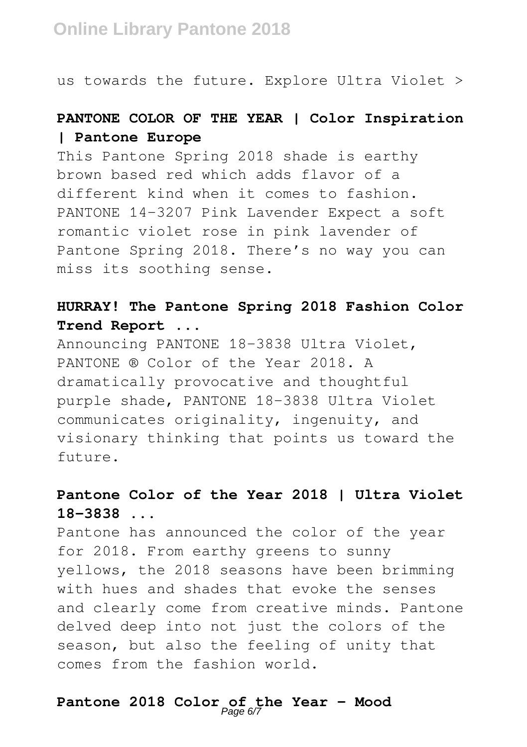us towards the future. Explore Ultra Violet >

**PANTONE COLOR OF THE YEAR | Color Inspiration | Pantone Europe**

This Pantone Spring 2018 shade is earthy brown based red which adds flavor of a different kind when it comes to fashion. PANTONE 14-3207 Pink Lavender Expect a soft romantic violet rose in pink lavender of Pantone Spring 2018. There's no way you can miss its soothing sense.

**HURRAY! The Pantone Spring 2018 Fashion Color Trend Report ...**

Announcing PANTONE 18-3838 Ultra Violet, PANTONE ® Color of the Year 2018. A dramatically provocative and thoughtful purple shade, PANTONE 18-3838 Ultra Violet communicates originality, ingenuity, and visionary thinking that points us toward the future.

**Pantone Color of the Year 2018 | Ultra Violet 18-3838 ...**

Pantone has announced the color of the year for 2018. From earthy greens to sunny yellows, the 2018 seasons have been brimming with hues and shades that evoke the senses and clearly come from creative minds. Pantone delved deep into not just the colors of the season, but also the feeling of unity that comes from the fashion world.

**Pantone 2018 Color of the Year - Mood**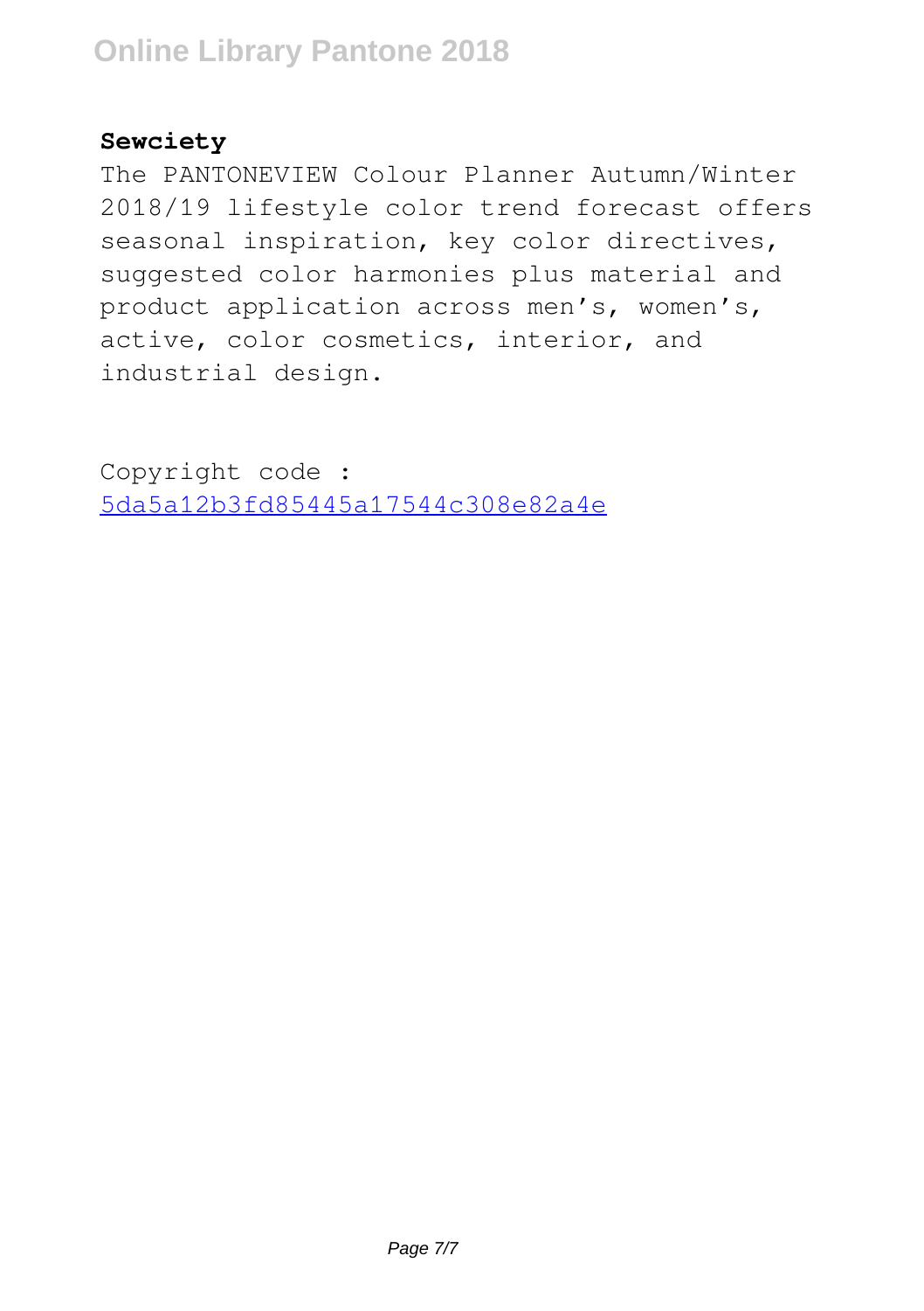**Sewciety**

The PANTONEVIEW Colour Planner Autumn/Winter 2018/19 lifestyle color trend forecast offers seasonal inspiration, key color directives, suggested color harmonies plus material and product application across men's, women's, active, color cosmetics, interior, and industrial design.

Copyright code : 5da5a12b3fd85445a17544c308e82a4e